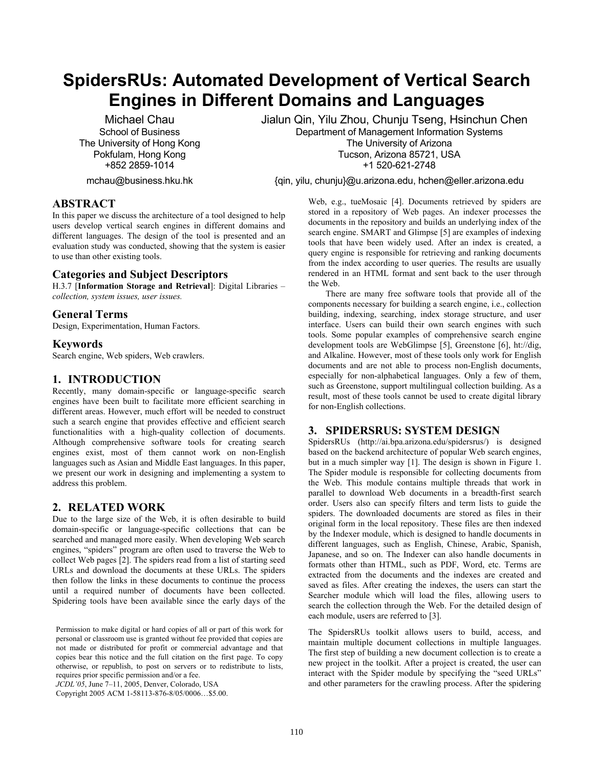# SpidersRUs: Automated Development of Vertical Search Engines in Different Domains and Languages

Michael Chau
School of Business
The University of Hong Kong
Pokfulam, Hong Kong
+852 2859-1014
mchau@business.hku.hk

Jialun Qin, Yilu Zhou, Chunju Tseng, Hsinchun Chen
Department of Management Information Systems
The University of Arizona
Tucson, Arizona 85721, USA
+1 520-621-2748
{qin, yilu, chunju}@u.arizona.edu, hchen@eller.arizona.edu

## ABSTRACT

In this paper we discuss the architecture of a tool designed to help users develop vertical search engines in different domains and different languages. The design of the tool is presented and an evaluation study was conducted, showing that the system is easier to use than other existing tools.

### Categories and Subject Descriptors

H.3.7 [**Information Storage and Retrieval**]: Digital Libraries – *collection, system issues, user issues.*

### General Terms

Design, Experimentation, Human Factors.

### Keywords

Search engine, Web spiders, Web crawlers.

## 1. INTRODUCTION

Recently, many domain-specific or language-specific search engines have been built to facilitate more efficient searching in different areas. However, much effort will be needed to construct such a search engine that provides effective and efficient search functionalities with a high-quality collection of documents. Although comprehensive software tools for creating search engines exist, most of them cannot work on non-English languages such as Asian and Middle East languages. In this paper, we present our work in designing and implementing a system to address this problem.

## 2. RELATED WORK

Due to the large size of the Web, it is often desirable to build domain-specific or language-specific collections that can be searched and managed more easily. When developing Web search engines, "spiders" program are often used to traverse the Web to collect Web pages [2]. The spiders read from a list of starting seed URLs and download the documents at these URLs. The spiders then follow the links in these documents to continue the process until a required number of documents have been collected. Spidering tools have been available since the early days of the Web, e.g., tueMosaic [4]. Documents retrieved by spiders are stored in a repository of Web pages. An indexer processes the documents in the repository and builds an underlying index of the search engine. SMART and Glimpse [5] are examples of indexing tools that have been widely used. After an index is created, a query engine is responsible for retrieving and ranking documents from the index according to user queries. The results are usually rendered in an HTML format and sent back to the user through the Web.

There are many free software tools that provide all of the components necessary for building a search engine, i.e., collection building, indexing, searching, index storage structure, and user interface. Users can build their own search engines with such tools. Some popular examples of comprehensive search engine development tools are WebGlimpse [5], Greenstone [6], ht://dig, and Alkaline. However, most of these tools only work for English documents and are not able to process non-English documents, especially for non-alphabetical languages. Only a few of them, such as Greenstone, support multilingual collection building. As a result, most of these tools cannot be used to create digital library for non-English collections.

## 3. SPIDERSRUS: SYSTEM DESIGN

SpidersRUs (http://ai.bpa.arizona.edu/spidersrus/) is designed based on the backend architecture of popular Web search engines, but in a much simpler way [1]. The design is shown in Figure 1. The Spider module is responsible for collecting documents from the Web. This module contains multiple threads that work in parallel to download Web documents in a breadth-first search order. Users also can specify filters and term lists to guide the spiders. The downloaded documents are stored as files in their original form in the local repository. These files are then indexed by the Indexer module, which is designed to handle documents in different languages, such as English, Chinese, Arabic, Spanish, Japanese, and so on. The Indexer can also handle documents in formats other than HTML, such as PDF, Word, etc. Terms are extracted from the documents and the indexes are created and saved as files. After creating the indexes, the users can start the Searcher module which will load the files, allowing users to search the collection through the Web. For the detailed design of each module, users are referred to [3].

The SpidersRUs toolkit allows users to build, access, and maintain multiple document collections in multiple languages. The first step of building a new document collection is to create a new project in the toolkit. After a project is created, the user can interact with the Spider module by specifying the "seed URLs" and other parameters for the crawling process. After the spidering

Permission to make digital or hard copies of all or part of this work for personal or classroom use is granted without fee provided that copies are not made or distributed for profit or commercial advantage and that copies bear this notice and the full citation on the first page. To copy otherwise, or republish, to post on servers or to redistribute to lists, requires prior specific permission and/or a fee.
*JCDL'05*, June 7–11, 2005, Denver, Colorado, USA
Copyright 2005 ACM 1-58113-876-8/05/0006…$5.00.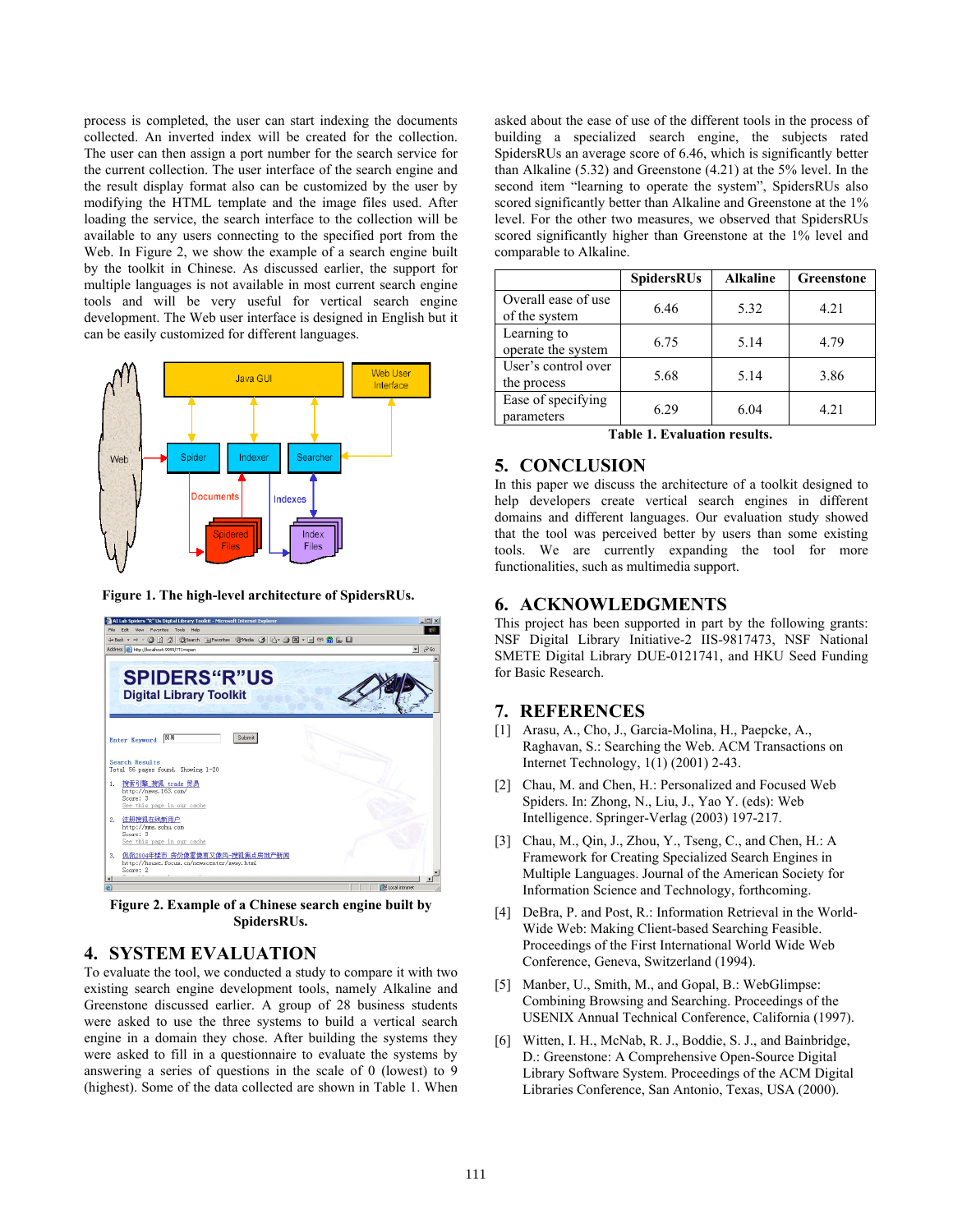process is completed, the user can start indexing the documents collected. An inverted index will be created for the collection. The user can then assign a port number for the search service for the current collection. The user interface of the search engine and the result display format also can be customized by the user by modifying the HTML template and the image files used. After loading the service, the search interface to the collection will be available to any users connecting to the specified port from the Web. In Figure 2, we show the example of a search engine built by the toolkit in Chinese. As discussed earlier, the support for multiple languages is not available in most current search engine tools and will be very useful for vertical search engine development. The Web user interface is designed in English but it can be easily customized for different languages.

Web

Java GUI

Web User Interface

Spider

Indexer

Searcher

Documents

Indexes

Spidered Files

Index Files

**Figure 1. The high-level architecture of SpidersRUs.**

**Figure 2. Example of a Chinese search engine built by SpidersRUs.**

## 4. SYSTEM EVALUATION

To evaluate the tool, we conducted a study to compare it with two existing search engine development tools, namely Alkaline and Greenstone discussed earlier. A group of 28 business students were asked to use the three systems to build a vertical search engine in a domain they chose. After building the search engine they were asked to fill in a questionnaire to evaluate the systems by answering a series of questions in the scale of 0 (lowest) to 9 (highest). Some of the data collected are shown in Table 1. When asked about the ease of use of the different tools in the process of building a specialized search engine, the subjects rated SpidersRUs an average score of 6.46, which is significantly better than Alkaline (5.32) and Greenstone (4.21) at the 5% level. In the second item "learning to operate the system", SpidersRUs also scored significantly better than Alkaline and Greenstone at the 1% level. For the other two measures, we observed that SpidersRUs scored significantly higher than Greenstone at the 1% level and comparable to Alkaline.

| | SpidersRUs | Alkaline | Greenstone |
|---|---|---|---|
| Overall ease of use of the system | 6.46 | 5.32 | 4.21 |
| Learning to operate the system | 6.75 | 5.14 | 4.79 |
| User's control over the process | 5.68 | 5.14 | 3.86 |
| Ease of specifying parameters | 6.29 | 6.04 | 4.21 |

**Table 1. Evaluation results.**

## 5. CONCLUSION

In this paper we discuss the architecture of a toolkit designed to help developers create vertical search engines in different domains and different languages. Our evaluation study showed that the tool was perceived better by users than some existing tools. We are currently expanding the tool for more functionalities, such as multimedia support.

## 6. ACKNOWLEDGMENTS

This project has been supported in part by the following grants: NSF Digital Library Initiative-2 IIS-9817473, NSF National SMETE Digital Library DUE-0121741, and HKU Seed Funding for Basic Research.

## 7. REFERENCES

[1] Arasu, A., Cho, J., Garcia-Molina, H., Paepcke, A., Raghavan, S.: Searching the Web. ACM Transactions on Internet Technology, 1(1) (2001) 2-43.

[2] Chau, M. and Chen, H.: Personalized and Focused Web Spiders. In: Zhong, N., Liu, J., Yao Y. (eds): Web Intelligence. Springer-Verlag (2003) 197-217.

[3] Chau, M., Qin, J., Zhou, Y., Tseng, C., and Chen, H.: A Framework for Creating Specialized Search Engines in Multiple Languages. Journal of the American Society for Information Science and Technology, forthcoming.

[4] DeBra, P. and Post, R.: Information Retrieval in the World-Wide Web: Making Client-based Searching Feasible. Proceedings of the First International World Wide Web Conference, Geneva, Switzerland (1994).

[5] Manber, U., Smith, M., and Gopal, B.: WebGlimpse: Combining Browsing and Searching. Proceedings of the USENIX Annual Technical Conference, California (1997).

[6] Witten, I. H., McNab, R. J., Boddie, S. J., and Bainbridge, D.: Greenstone: A Comprehensive Open-Source Digital Library Software System. Proceedings of the ACM Digital Libraries Conference, San Antonio, Texas, USA (2000).